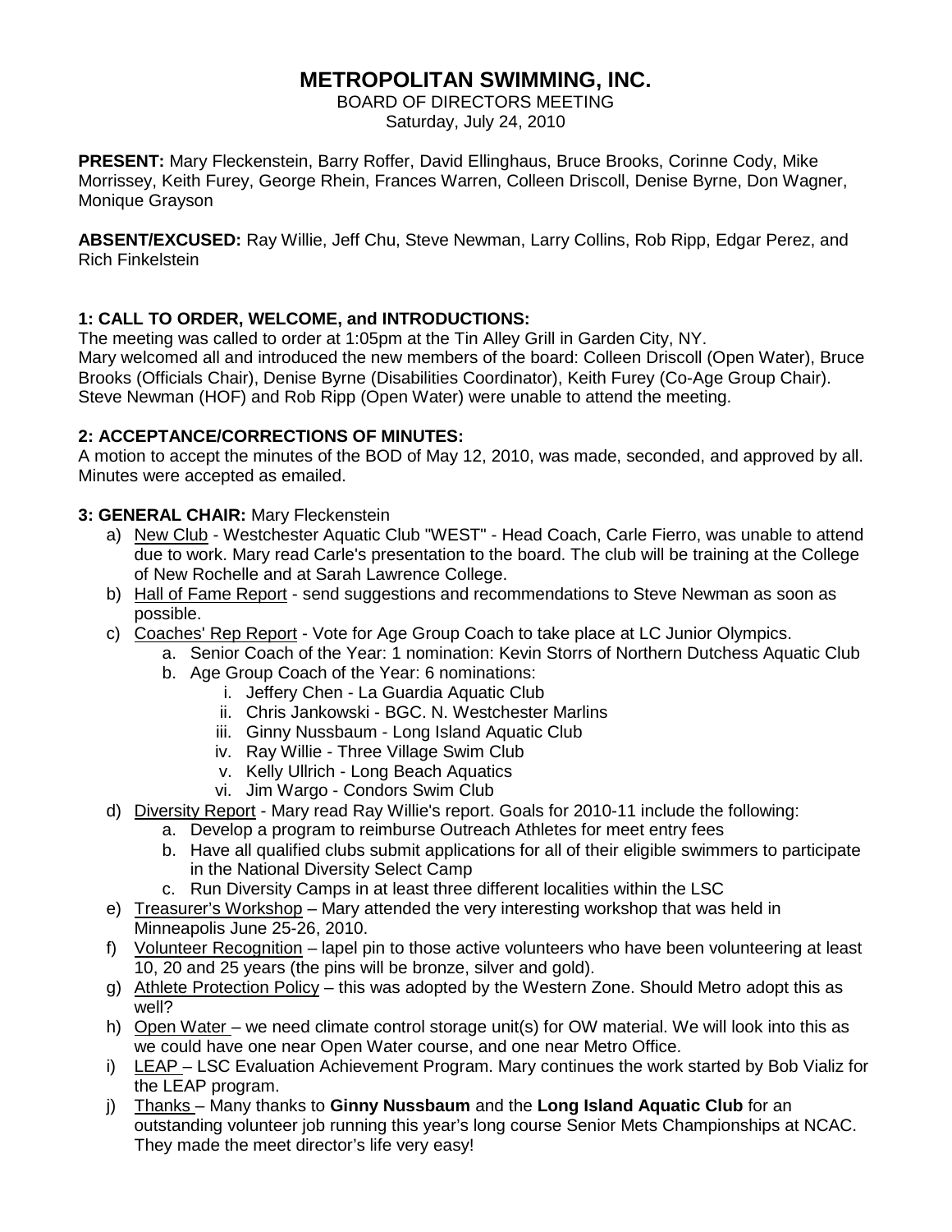# METROPOLITAN SWIMMING, INC.

BOARD OF DIRECTORS MEETING
Saturday, July 24, 2010

**PRESENT:** Mary Fleckenstein, Barry Roffer, David Ellinghaus, Bruce Brooks, Corinne Cody, Mike Morrissey, Keith Furey, George Rhein, Frances Warren, Colleen Driscoll, Denise Byrne, Don Wagner, Monique Grayson

**ABSENT/EXCUSED:** Ray Willie, Jeff Chu, Steve Newman, Larry Collins, Rob Ripp, Edgar Perez, and Rich Finkelstein

**1: CALL TO ORDER, WELCOME, and INTRODUCTIONS:**
The meeting was called to order at 1:05pm at the Tin Alley Grill in Garden City, NY.
Mary welcomed all and introduced the new members of the board: Colleen Driscoll (Open Water), Bruce Brooks (Officials Chair), Denise Byrne (Disabilities Coordinator), Keith Furey (Co-Age Group Chair). Steve Newman (HOF) and Rob Ripp (Open Water) were unable to attend the meeting.

**2: ACCEPTANCE/CORRECTIONS OF MINUTES:**
A motion to accept the minutes of the BOD of May 12, 2010, was made, seconded, and approved by all. Minutes were accepted as emailed.

**3: GENERAL CHAIR:** Mary Fleckenstein

a) New Club - Westchester Aquatic Club "WEST" - Head Coach, Carle Fierro, was unable to attend due to work. Mary read Carle's presentation to the board. The club will be training at the College of New Rochelle and at Sarah Lawrence College.
b) Hall of Fame Report - send suggestions and recommendations to Steve Newman as soon as possible.
c) Coaches' Rep Report - Vote for Age Group Coach to take place at LC Junior Olympics.
   a. Senior Coach of the Year: 1 nomination: Kevin Storrs of Northern Dutchess Aquatic Club
   b. Age Group Coach of the Year: 6 nominations:
      i. Jeffery Chen - La Guardia Aquatic Club
      ii. Chris Jankowski - BGC. N. Westchester Marlins
      iii. Ginny Nussbaum - Long Island Aquatic Club
      iv. Ray Willie - Three Village Swim Club
      v. Kelly Ullrich - Long Beach Aquatics
      vi. Jim Wargo - Condors Swim Club
d) Diversity Report - Mary read Ray Willie's report. Goals for 2010-11 include the following:
   a. Develop a program to reimburse Outreach Athletes for meet entry fees
   b. Have all qualified clubs submit applications for all of their eligible swimmers to participate in the National Diversity Select Camp
   c. Run Diversity Camps in at least three different localities within the LSC
e) Treasurer's Workshop – Mary attended the very interesting workshop that was held in Minneapolis June 25-26, 2010.
f) Volunteer Recognition – lapel pin to those active volunteers who have been volunteering at least 10, 20 and 25 years (the pins will be bronze, silver and gold).
g) Athlete Protection Policy – this was adopted by the Western Zone. Should Metro adopt this as well?
h) Open Water – we need climate control storage unit(s) for OW material. We will look into this as we could have one near Open Water course, and one near Metro Office.
i) LEAP – LSC Evaluation Achievement Program. Mary continues the work started by Bob Vializ for the LEAP program.
j) Thanks – Many thanks to **Ginny Nussbaum** and the **Long Island Aquatic Club** for an outstanding volunteer job running this year's long course Senior Mets Championships at NCAC. They made the meet director's life very easy!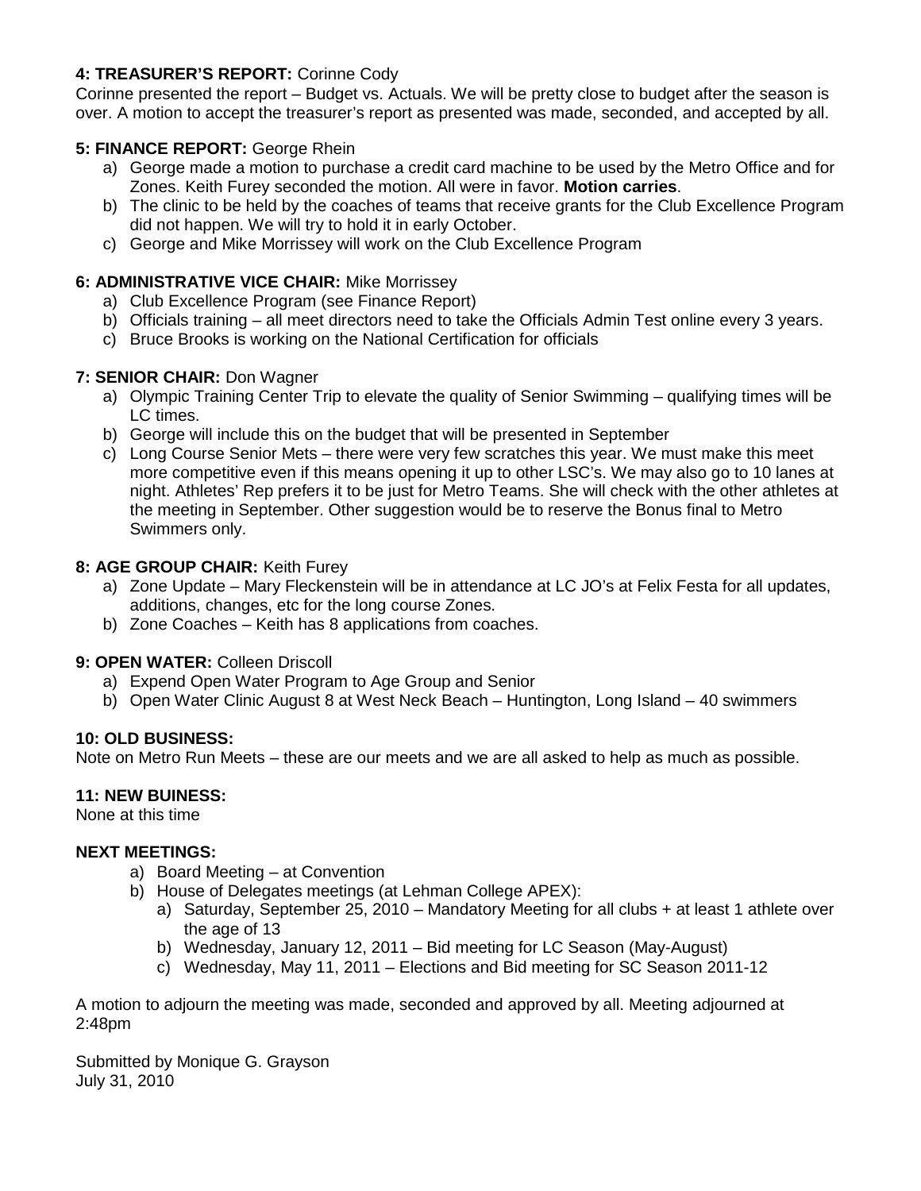**4: TREASURER'S REPORT:** Corinne Cody

Corinne presented the report – Budget vs. Actuals. We will be pretty close to budget after the season is over. A motion to accept the treasurer's report as presented was made, seconded, and accepted by all.

**5: FINANCE REPORT:** George Rhein

a) George made a motion to purchase a credit card machine to be used by the Metro Office and for Zones. Keith Furey seconded the motion. All were in favor. **Motion carries**.
b) The clinic to be held by the coaches of teams that receive grants for the Club Excellence Program did not happen. We will try to hold it in early October.
c) George and Mike Morrissey will work on the Club Excellence Program

**6: ADMINISTRATIVE VICE CHAIR:** Mike Morrissey

a) Club Excellence Program (see Finance Report)
b) Officials training – all meet directors need to take the Officials Admin Test online every 3 years.
c) Bruce Brooks is working on the National Certification for officials

**7: SENIOR CHAIR:** Don Wagner

a) Olympic Training Center Trip to elevate the quality of Senior Swimming – qualifying times will be LC times.
b) George will include this on the budget that will be presented in September
c) Long Course Senior Mets – there were very few scratches this year. We must make this meet more competitive even if this means opening it up to other LSC's. We may also go to 10 lanes at night. Athletes' Rep prefers it to be just for Metro Teams. She will check with the other athletes at the meeting in September. Other suggestion would be to reserve the Bonus final to Metro Swimmers only.

**8: AGE GROUP CHAIR:** Keith Furey

a) Zone Update – Mary Fleckenstein will be in attendance at LC JO's at Felix Festa for all updates, additions, changes, etc for the long course Zones.
b) Zone Coaches – Keith has 8 applications from coaches.

**9: OPEN WATER:** Colleen Driscoll

a) Expend Open Water Program to Age Group and Senior
b) Open Water Clinic August 8 at West Neck Beach – Huntington, Long Island – 40 swimmers

**10: OLD BUSINESS:**

Note on Metro Run Meets – these are our meets and we are all asked to help as much as possible.

**11: NEW BUINESS:**

None at this time

**NEXT MEETINGS:**

a) Board Meeting – at Convention
b) House of Delegates meetings (at Lehman College APEX):
    a) Saturday, September 25, 2010 – Mandatory Meeting for all clubs + at least 1 athlete over the age of 13
    b) Wednesday, January 12, 2011 – Bid meeting for LC Season (May-August)
    c) Wednesday, May 11, 2011 – Elections and Bid meeting for SC Season 2011-12

A motion to adjourn the meeting was made, seconded and approved by all. Meeting adjourned at 2:48pm

Submitted by Monique G. Grayson
July 31, 2010